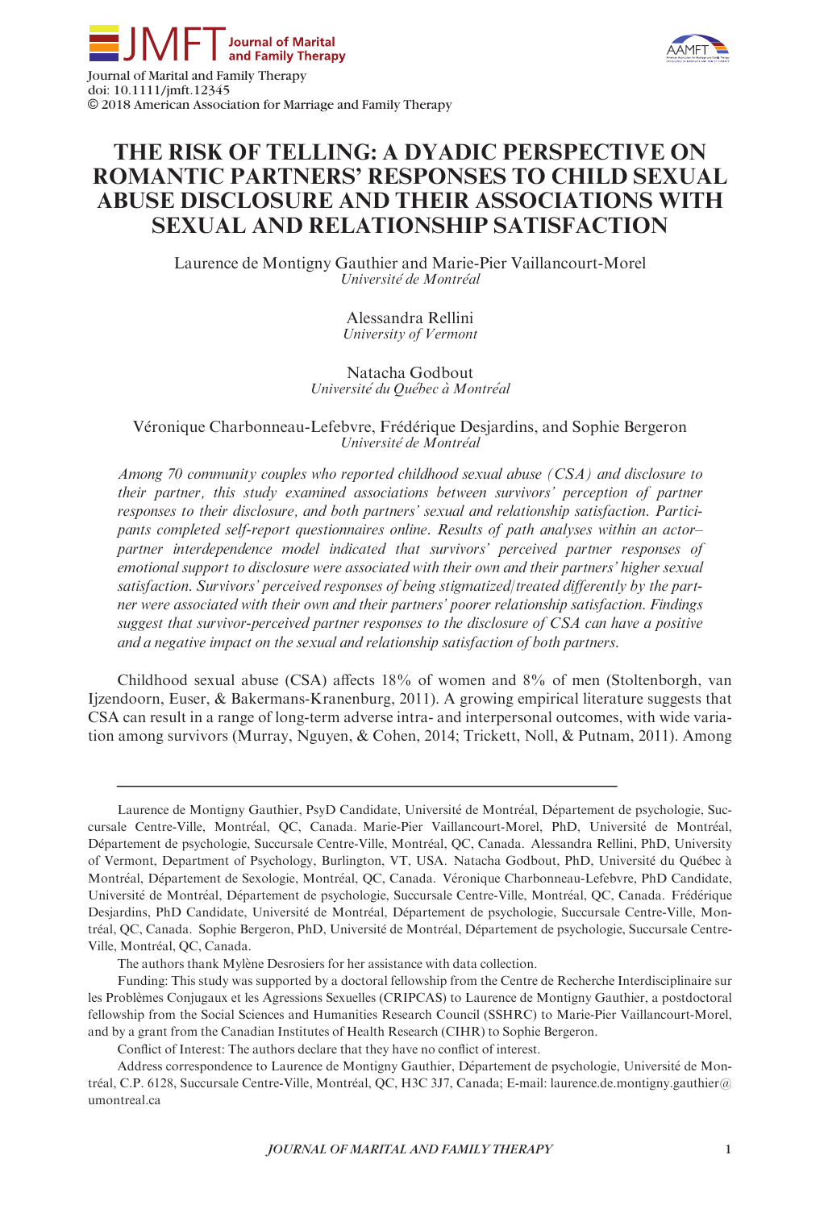Journal of Marital and Family Therapy
doi: 10.1111/jmft.12345
© 2018 American Association for Marriage and Family Therapy

# THE RISK OF TELLING: A DYADIC PERSPECTIVE ON ROMANTIC PARTNERS' RESPONSES TO CHILD SEXUAL ABUSE DISCLOSURE AND THEIR ASSOCIATIONS WITH SEXUAL AND RELATIONSHIP SATISFACTION

Laurence de Montigny Gauthier and Marie-Pier Vaillancourt-Morel
*Université de Montréal*

Alessandra Rellini
*University of Vermont*

Natacha Godbout
*Université du Québec à Montréal*

Véronique Charbonneau-Lefebvre, Frédérique Desjardins, and Sophie Bergeron
*Université de Montréal*

*Among 70 community couples who reported childhood sexual abuse (CSA) and disclosure to their partner, this study examined associations between survivors' perception of partner responses to their disclosure, and both partners' sexual and relationship satisfaction. Participants completed self-report questionnaires online. Results of path analyses within an actor–partner interdependence model indicated that survivors' perceived partner responses of emotional support to disclosure were associated with their own and their partners' higher sexual satisfaction. Survivors' perceived responses of being stigmatized/treated differently by the partner were associated with their own and their partners' poorer relationship satisfaction. Findings suggest that survivor-perceived partner responses to the disclosure of CSA can have a positive and a negative impact on the sexual and relationship satisfaction of both partners.*

Childhood sexual abuse (CSA) affects 18% of women and 8% of men (Stoltenborgh, van Ijzendoorn, Euser, & Bakermans-Kranenburg, 2011). A growing empirical literature suggests that CSA can result in a range of long-term adverse intra- and interpersonal outcomes, with wide variation among survivors (Murray, Nguyen, & Cohen, 2014; Trickett, Noll, & Putnam, 2011). Among

---

Laurence de Montigny Gauthier, PsyD Candidate, Université de Montréal, Département de psychologie, Succursale Centre-Ville, Montréal, QC, Canada. Marie-Pier Vaillancourt-Morel, PhD, Université de Montréal, Département de psychologie, Succursale Centre-Ville, Montréal, QC, Canada. Alessandra Rellini, PhD, University of Vermont, Department of Psychology, Burlington, VT, USA. Natacha Godbout, PhD, Université du Québec à Montréal, Département de Sexologie, Montréal, QC, Canada. Véronique Charbonneau-Lefebvre, PhD Candidate, Université de Montréal, Département de psychologie, Succursale Centre-Ville, Montréal, QC, Canada. Frédérique Desjardins, PhD Candidate, Université de Montréal, Département de psychologie, Succursale Centre-Ville, Montréal, QC, Canada. Sophie Bergeron, PhD, Université de Montréal, Département de psychologie, Succursale Centre-Ville, Montréal, QC, Canada.

The authors thank Mylène Desrosiers for her assistance with data collection.

Funding: This study was supported by a doctoral fellowship from the Centre de Recherche Interdisciplinaire sur les Problèmes Conjugaux et les Agressions Sexuelles (CRIPCAS) to Laurence de Montigny Gauthier, a postdoctoral fellowship from the Social Sciences and Humanities Research Council (SSHRC) to Marie-Pier Vaillancourt-Morel, and by a grant from the Canadian Institutes of Health Research (CIHR) to Sophie Bergeron.

Conflict of Interest: The authors declare that they have no conflict of interest.

Address correspondence to Laurence de Montigny Gauthier, Département de psychologie, Université de Montréal, C.P. 6128, Succursale Centre-Ville, Montréal, QC, H3C 3J7, Canada; E-mail: laurence.de.montigny.gauthier@umontreal.ca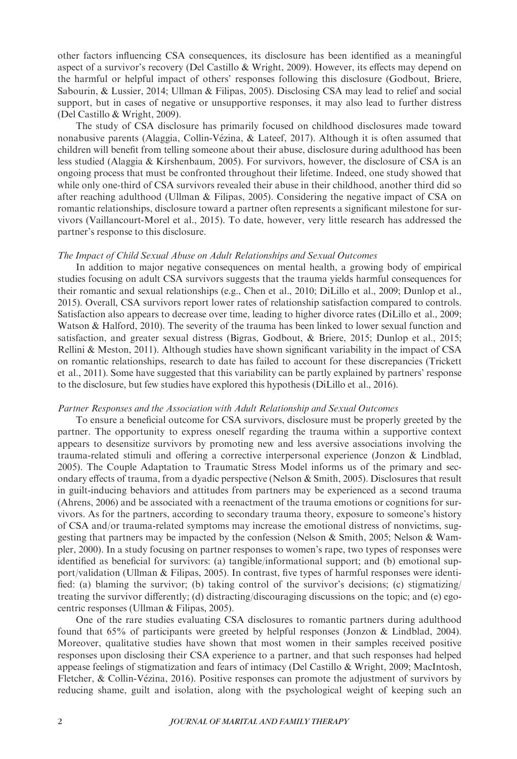other factors influencing CSA consequences, its disclosure has been identified as a meaningful aspect of a survivor's recovery (Del Castillo & Wright, 2009). However, its effects may depend on the harmful or helpful impact of others' responses following this disclosure (Godbout, Briere, Sabourin, & Lussier, 2014; Ullman & Filipas, 2005). Disclosing CSA may lead to relief and social support, but in cases of negative or unsupportive responses, it may also lead to further distress (Del Castillo & Wright, 2009).

The study of CSA disclosure has primarily focused on childhood disclosures made toward nonabusive parents (Alaggia, Collin-Vézina, & Lateef, 2017). Although it is often assumed that children will benefit from telling someone about their abuse, disclosure during adulthood has been less studied (Alaggia & Kirshenbaum, 2005). For survivors, however, the disclosure of CSA is an ongoing process that must be confronted throughout their lifetime. Indeed, one study showed that while only one-third of CSA survivors revealed their abuse in their childhood, another third did so after reaching adulthood (Ullman & Filipas, 2005). Considering the negative impact of CSA on romantic relationships, disclosure toward a partner often represents a significant milestone for survivors (Vaillancourt-Morel et al., 2015). To date, however, very little research has addressed the partner's response to this disclosure.

### *The Impact of Child Sexual Abuse on Adult Relationships and Sexual Outcomes*

In addition to major negative consequences on mental health, a growing body of empirical studies focusing on adult CSA survivors suggests that the trauma yields harmful consequences for their romantic and sexual relationships (e.g., Chen et al., 2010; DiLillo et al., 2009; Dunlop et al., 2015). Overall, CSA survivors report lower rates of relationship satisfaction compared to controls. Satisfaction also appears to decrease over time, leading to higher divorce rates (DiLillo et al., 2009; Watson & Halford, 2010). The severity of the trauma has been linked to lower sexual function and satisfaction, and greater sexual distress (Bigras, Godbout, & Briere, 2015; Dunlop et al., 2015; Rellini & Meston, 2011). Although studies have shown significant variability in the impact of CSA on romantic relationships, research to date has failed to account for these discrepancies (Trickett et al., 2011). Some have suggested that this variability can be partly explained by partners' response to the disclosure, but few studies have explored this hypothesis (DiLillo et al., 2016).

### *Partner Responses and the Association with Adult Relationship and Sexual Outcomes*

To ensure a beneficial outcome for CSA survivors, disclosure must be properly greeted by the partner. The opportunity to express oneself regarding the trauma within a supportive context appears to desensitize survivors by promoting new and less aversive associations involving the trauma-related stimuli and offering a corrective interpersonal experience (Jonzon & Lindblad, 2005). The Couple Adaptation to Traumatic Stress Model informs us of the primary and secondary effects of trauma, from a dyadic perspective (Nelson & Smith, 2005). Disclosures that result in guilt-inducing behaviors and attitudes from partners may be experienced as a second trauma (Ahrens, 2006) and be associated with a reenactment of the trauma emotions or cognitions for survivors. As for the partners, according to secondary trauma theory, exposure to someone's history of CSA and/or trauma-related symptoms may increase the emotional distress of nonvictims, suggesting that partners may be impacted by the confession (Nelson & Smith, 2005; Nelson & Wampler, 2000). In a study focusing on partner responses to women's rape, two types of responses were identified as beneficial for survivors: (a) tangible/informational support; and (b) emotional support/validation (Ullman & Filipas, 2005). In contrast, five types of harmful responses were identified: (a) blaming the survivor; (b) taking control of the survivor's decisions; (c) stigmatizing/treating the survivor differently; (d) distracting/discouraging discussions on the topic; and (e) egocentric responses (Ullman & Filipas, 2005).

One of the rare studies evaluating CSA disclosures to romantic partners during adulthood found that 65% of participants were greeted by helpful responses (Jonzon & Lindblad, 2004). Moreover, qualitative studies have shown that most women in their samples received positive responses upon disclosing their CSA experience to a partner, and that such responses had helped appease feelings of stigmatization and fears of intimacy (Del Castillo & Wright, 2009; MacIntosh, Fletcher, & Collin-Vézina, 2016). Positive responses can promote the adjustment of survivors by reducing shame, guilt and isolation, along with the psychological weight of keeping such an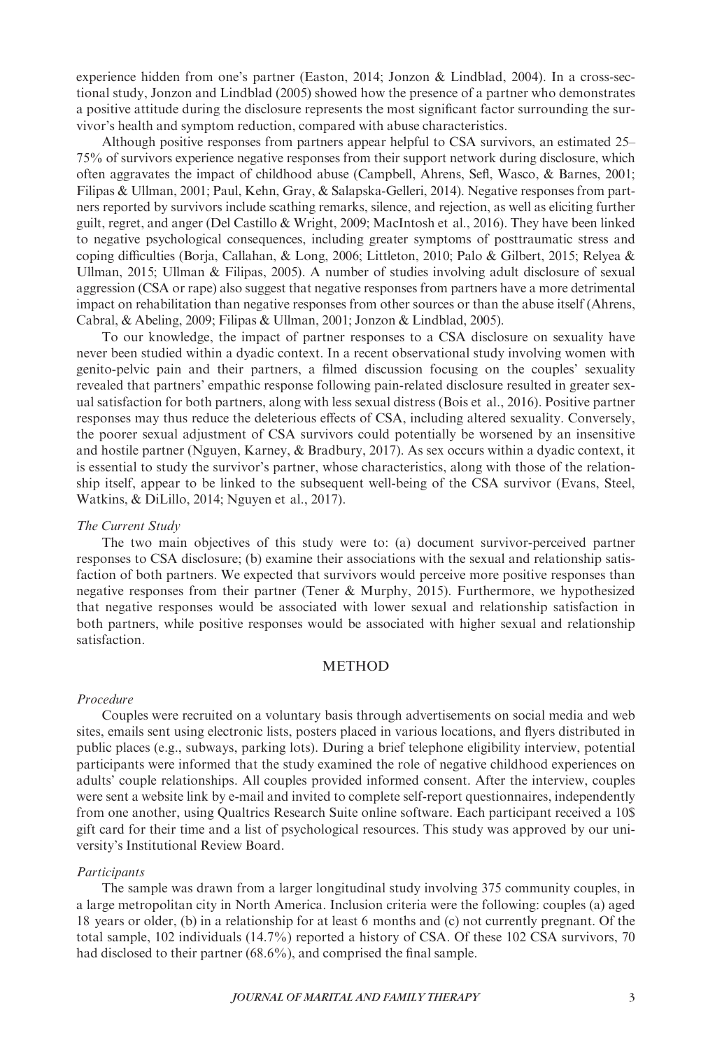experience hidden from one's partner (Easton, 2014; Jonzon & Lindblad, 2004). In a cross-sectional study, Jonzon and Lindblad (2005) showed how the presence of a partner who demonstrates a positive attitude during the disclosure represents the most significant factor surrounding the survivor's health and symptom reduction, compared with abuse characteristics.

Although positive responses from partners appear helpful to CSA survivors, an estimated 25–75% of survivors experience negative responses from their support network during disclosure, which often aggravates the impact of childhood abuse (Campbell, Ahrens, Sefl, Wasco, & Barnes, 2001; Filipas & Ullman, 2001; Paul, Kehn, Gray, & Salapska-Gelleri, 2014). Negative responses from partners reported by survivors include scathing remarks, silence, and rejection, as well as eliciting further guilt, regret, and anger (Del Castillo & Wright, 2009; MacIntosh et al., 2016). They have been linked to negative psychological consequences, including greater symptoms of posttraumatic stress and coping difficulties (Borja, Callahan, & Long, 2006; Littleton, 2010; Palo & Gilbert, 2015; Relyea & Ullman, 2015; Ullman & Filipas, 2005). A number of studies involving adult disclosure of sexual aggression (CSA or rape) also suggest that negative responses from partners have a more detrimental impact on rehabilitation than negative responses from other sources or than the abuse itself (Ahrens, Cabral, & Abeling, 2009; Filipas & Ullman, 2001; Jonzon & Lindblad, 2005).

To our knowledge, the impact of partner responses to a CSA disclosure on sexuality have never been studied within a dyadic context. In a recent observational study involving women with genito-pelvic pain and their partners, a filmed discussion focusing on the couples' sexuality revealed that partners' empathic response following pain-related disclosure resulted in greater sexual satisfaction for both partners, along with less sexual distress (Bois et al., 2016). Positive partner responses may thus reduce the deleterious effects of CSA, including altered sexuality. Conversely, the poorer sexual adjustment of CSA survivors could potentially be worsened by an insensitive and hostile partner (Nguyen, Karney, & Bradbury, 2017). As sex occurs within a dyadic context, it is essential to study the survivor's partner, whose characteristics, along with those of the relationship itself, appear to be linked to the subsequent well-being of the CSA survivor (Evans, Steel, Watkins, & DiLillo, 2014; Nguyen et al., 2017).

### *The Current Study*

The two main objectives of this study were to: (a) document survivor-perceived partner responses to CSA disclosure; (b) examine their associations with the sexual and relationship satisfaction of both partners. We expected that survivors would perceive more positive responses than negative responses from their partner (Tener & Murphy, 2015). Furthermore, we hypothesized that negative responses would be associated with lower sexual and relationship satisfaction in both partners, while positive responses would be associated with higher sexual and relationship satisfaction.

## METHOD

### *Procedure*

Couples were recruited on a voluntary basis through advertisements on social media and web sites, emails sent using electronic lists, posters placed in various locations, and flyers distributed in public places (e.g., subways, parking lots). During a brief telephone eligibility interview, potential participants were informed that the study examined the role of negative childhood experiences on adults' couple relationships. All couples provided informed consent. After the interview, couples were sent a website link by e-mail and invited to complete self-report questionnaires, independently from one another, using Qualtrics Research Suite online software. Each participant received a 10$ gift card for their time and a list of psychological resources. This study was approved by our university's Institutional Review Board.

### *Participants*

The sample was drawn from a larger longitudinal study involving 375 community couples, in a large metropolitan city in North America. Inclusion criteria were the following: couples (a) aged 18 years or older, (b) in a relationship for at least 6 months and (c) not currently pregnant. Of the total sample, 102 individuals (14.7%) reported a history of CSA. Of these 102 CSA survivors, 70 had disclosed to their partner (68.6%), and comprised the final sample.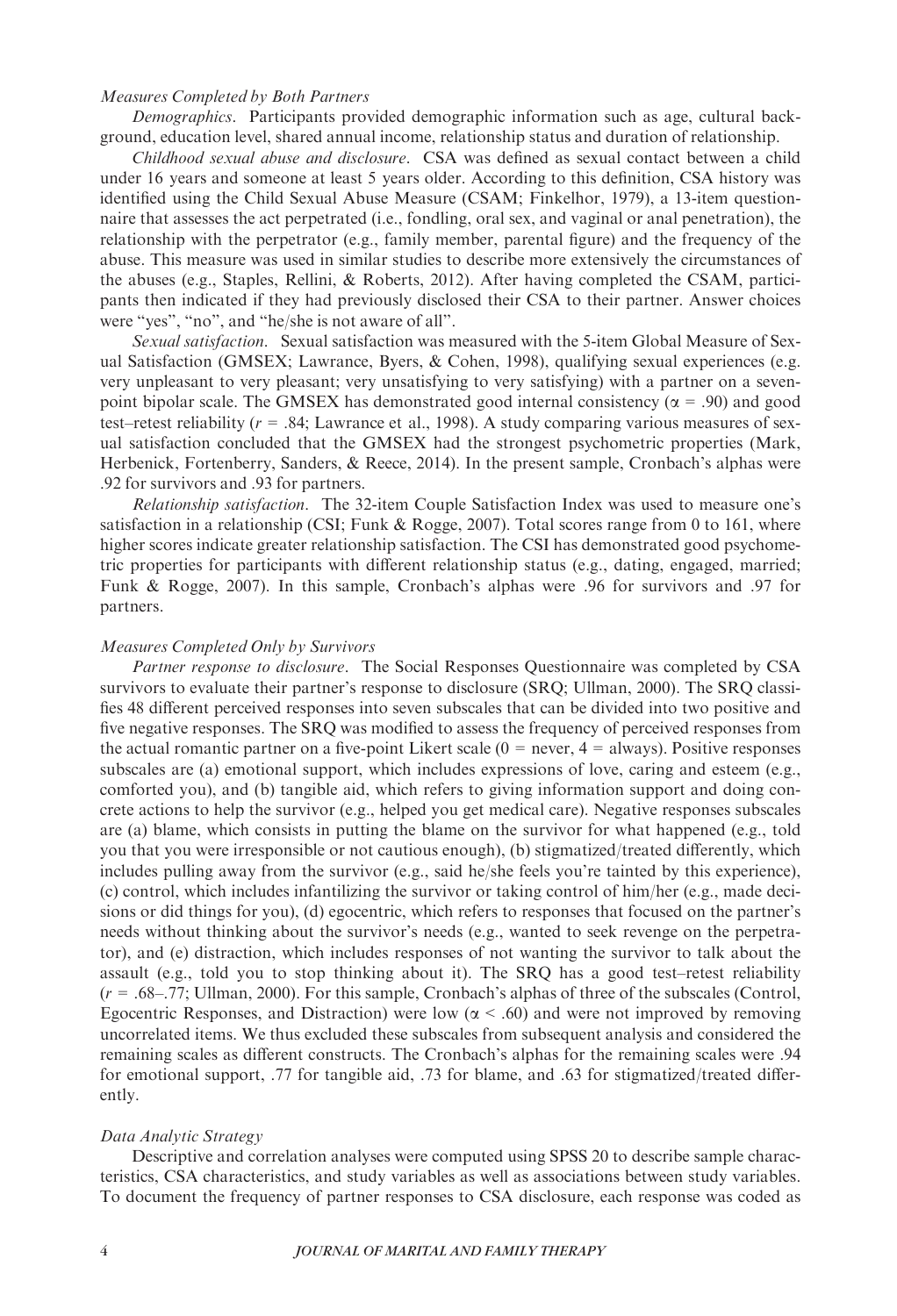### *Measures Completed by Both Partners*

*Demographics.* Participants provided demographic information such as age, cultural background, education level, shared annual income, relationship status and duration of relationship.

*Childhood sexual abuse and disclosure.* CSA was defined as sexual contact between a child under 16 years and someone at least 5 years older. According to this definition, CSA history was identified using the Child Sexual Abuse Measure (CSAM; Finkelhor, 1979), a 13-item questionnaire that assesses the act perpetrated (i.e., fondling, oral sex, and vaginal or anal penetration), the relationship with the perpetrator (e.g., family member, parental figure) and the frequency of the abuse. This measure was used in similar studies to describe more extensively the circumstances of the abuses (e.g., Staples, Rellini, & Roberts, 2012). After having completed the CSAM, participants then indicated if they had previously disclosed their CSA to their partner. Answer choices were "yes", "no", and "he/she is not aware of all".

*Sexual satisfaction.* Sexual satisfaction was measured with the 5-item Global Measure of Sexual Satisfaction (GMSEX; Lawrance, Byers, & Cohen, 1998), qualifying sexual experiences (e.g. very unpleasant to very pleasant; very unsatisfying to very satisfying) with a partner on a seven-point bipolar scale. The GMSEX has demonstrated good internal consistency ($\alpha$ = .90) and good test–retest reliability ($r$ = .84; Lawrance et al., 1998). A study comparing various measures of sexual satisfaction concluded that the GMSEX had the strongest psychometric properties (Mark, Herbenick, Fortenberry, Sanders, & Reece, 2014). In the present sample, Cronbach's alphas were .92 for survivors and .93 for partners.

*Relationship satisfaction.* The 32-item Couple Satisfaction Index was used to measure one's satisfaction in a relationship (CSI; Funk & Rogge, 2007). Total scores range from 0 to 161, where higher scores indicate greater relationship satisfaction. The CSI has demonstrated good psychometric properties for participants with different relationship status (e.g., dating, engaged, married; Funk & Rogge, 2007). In this sample, Cronbach's alphas were .96 for survivors and .97 for partners.

### *Measures Completed Only by Survivors*

*Partner response to disclosure.* The Social Responses Questionnaire was completed by CSA survivors to evaluate their partner's response to disclosure (SRQ; Ullman, 2000). The SRQ classifies 48 different perceived responses into seven subscales that can be divided into two positive and five negative responses. The SRQ was modified to assess the frequency of perceived responses from the actual romantic partner on a five-point Likert scale (0 = never, 4 = always). Positive responses subscales are (a) emotional support, which includes expressions of love, caring and esteem (e.g., comforted you), and (b) tangible aid, which refers to giving information support and doing concrete actions to help the survivor (e.g., helped you get medical care). Negative responses subscales are (a) blame, which consists in putting the blame on the survivor for what happened (e.g., told you that you were irresponsible or not cautious enough), (b) stigmatized/treated differently, which includes pulling away from the survivor (e.g., said he/she feels you're tainted by this experience), (c) control, which includes infantilizing the survivor or taking control of him/her (e.g., made decisions or did things for you), (d) egocentric, which refers to responses that focused on the partner's needs without thinking about the survivor's needs (e.g., wanted to seek revenge on the perpetrator), and (e) distraction, which includes responses of not wanting the survivor to talk about the assault (e.g., told you to stop thinking about it). The SRQ has a good test–retest reliability ($r$ = .68–.77; Ullman, 2000). For this sample, Cronbach's alphas of three of the subscales (Control, Egocentric Responses, and Distraction) were low ($\alpha$ < .60) and were not improved by removing uncorrelated items. We thus excluded these subscales from subsequent analysis and considered the remaining scales as different constructs. The Cronbach's alphas for the remaining scales were .94 for emotional support, .77 for tangible aid, .73 for blame, and .63 for stigmatized/treated differently.

### *Data Analytic Strategy*

Descriptive and correlation analyses were computed using SPSS 20 to describe sample characteristics, CSA characteristics, and study variables as well as associations between study variables. To document the frequency of partner responses to CSA disclosure, each response was coded as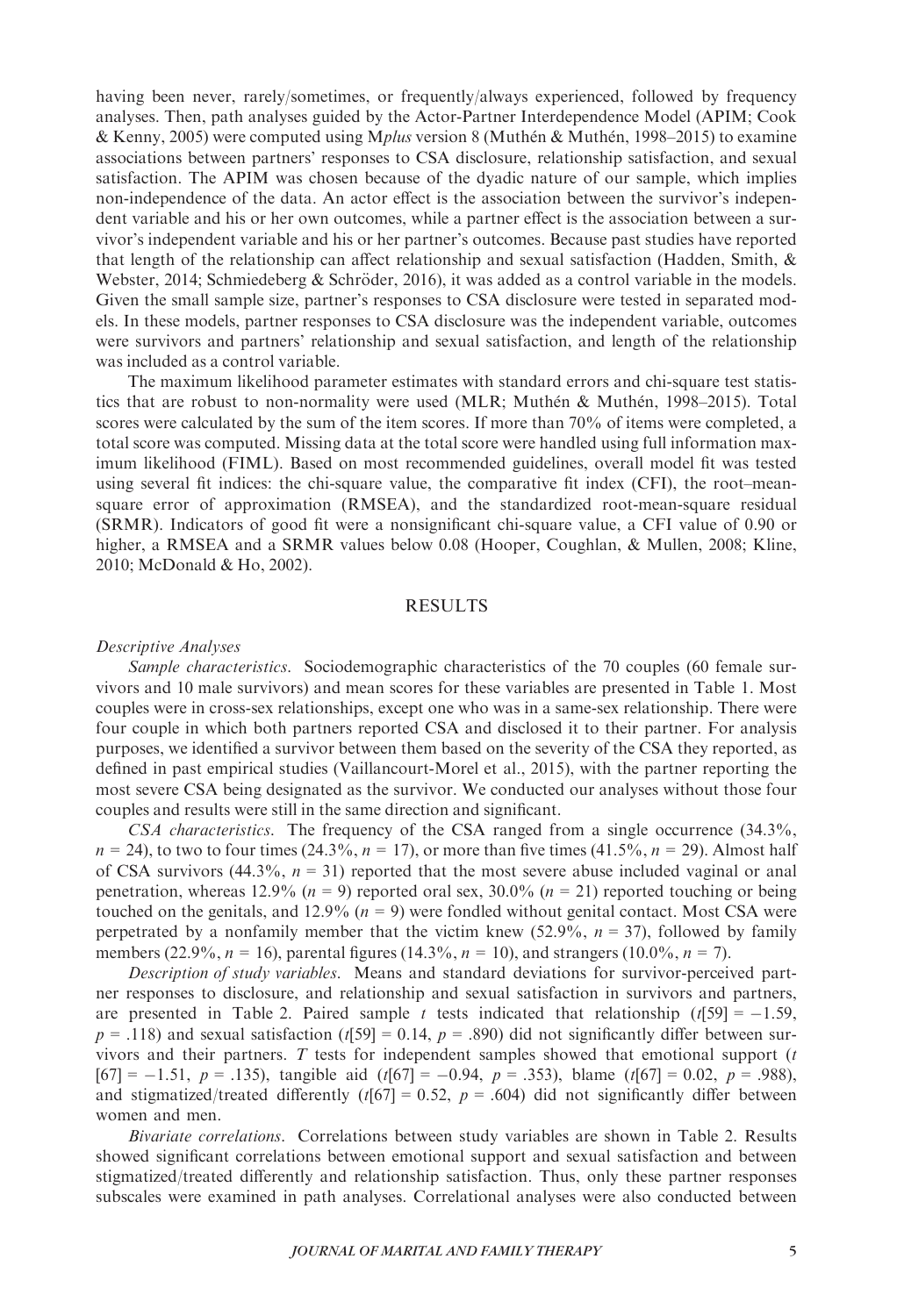having been never, rarely/sometimes, or frequently/always experienced, followed by frequency analyses. Then, path analyses guided by the Actor-Partner Interdependence Model (APIM; Cook & Kenny, 2005) were computed using M*plus* version 8 (Muthén & Muthén, 1998–2015) to examine associations between partners' responses to CSA disclosure, relationship satisfaction, and sexual satisfaction. The APIM was chosen because of the dyadic nature of our sample, which implies non-independence of the data. An actor effect is the association between the survivor's independent variable and his or her own outcomes, while a partner effect is the association between a survivor's independent variable and his or her partner's outcomes. Because past studies have reported that length of the relationship can affect relationship and sexual satisfaction (Hadden, Smith, & Webster, 2014; Schmiedeberg & Schröder, 2016), it was added as a control variable in the models. Given the small sample size, partner's responses to CSA disclosure were tested in separated models. In these models, partner responses to CSA disclosure was the independent variable, outcomes were survivors and partners' relationship and sexual satisfaction, and length of the relationship was included as a control variable.

The maximum likelihood parameter estimates with standard errors and chi-square test statistics that are robust to non-normality were used (MLR; Muthén & Muthén, 1998–2015). Total scores were calculated by the sum of the item scores. If more than 70% of items were completed, a total score was computed. Missing data at the total score were handled using full information maximum likelihood (FIML). Based on most recommended guidelines, overall model fit was tested using several fit indices: the chi-square value, the comparative fit index (CFI), the root–mean-square error of approximation (RMSEA), and the standardized root-mean-square residual (SRMR). Indicators of good fit were a nonsignificant chi-square value, a CFI value of 0.90 or higher, a RMSEA and a SRMR values below 0.08 (Hooper, Coughlan, & Mullen, 2008; Kline, 2010; McDonald & Ho, 2002).

## RESULTS

### *Descriptive Analyses*

*Sample characteristics.* Sociodemographic characteristics of the 70 couples (60 female survivors and 10 male survivors) and mean scores for these variables are presented in Table 1. Most couples were in cross-sex relationships, except one who was in a same-sex relationship. There were four couple in which both partners reported CSA and disclosed it to their partner. For analysis purposes, we identified a survivor between them based on the severity of the CSA they reported, as defined in past empirical studies (Vaillancourt-Morel et al., 2015), with the partner reporting the most severe CSA being designated as the survivor. We conducted our analyses without those four couples and results were still in the same direction and significant.

*CSA characteristics.* The frequency of the CSA ranged from a single occurrence (34.3%, $n = 24$), to two to four times (24.3%, $n = 17$), or more than five times (41.5%, $n = 29$). Almost half of CSA survivors (44.3%, $n = 31$) reported that the most severe abuse included vaginal or anal penetration, whereas 12.9% ($n = 9$) reported oral sex, 30.0% ($n = 21$) reported touching or being touched on the genitals, and 12.9% ($n = 9$) were fondled without genital contact. Most CSA were perpetrated by a nonfamily member that the victim knew (52.9%, $n = 37$), followed by family members (22.9%, $n = 16$), parental figures (14.3%, $n = 10$), and strangers (10.0%, $n = 7$).

*Description of study variables.* Means and standard deviations for survivor-perceived partner responses to disclosure, and relationship and sexual satisfaction in survivors and partners, are presented in Table 2. Paired sample $t$ tests indicated that relationship ($t[59] = -1.59$, $p = .118$) and sexual satisfaction ($t[59] = 0.14$, $p = .890$) did not significantly differ between survivors and their partners. $T$ tests for independent samples showed that emotional support ($t[67] = -1.51$, $p = .135$), tangible aid ($t[67] = -0.94$, $p = .353$), blame ($t[67] = 0.02$, $p = .988$), and stigmatized/treated differently ($t[67] = 0.52$, $p = .604$) did not significantly differ between women and men.

*Bivariate correlations.* Correlations between study variables are shown in Table 2. Results showed significant correlations between emotional support and sexual satisfaction and between stigmatized/treated differently and relationship satisfaction. Thus, only these partner responses subscales were examined in path analyses. Correlational analyses were also conducted between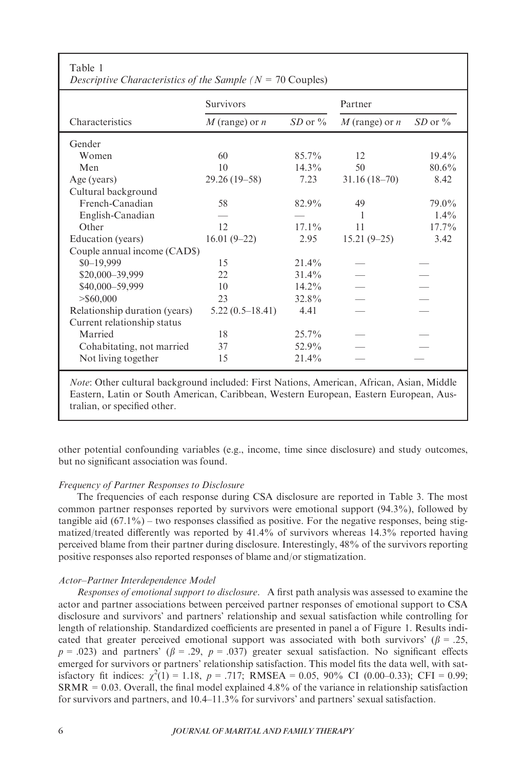Table 1

*Descriptive Characteristics of the Sample (N = 70 Couples)*

| Characteristics | Survivors | | Partner | |
|---|---|---|---|---|
| | *M* (range) or *n* | *SD* or % | *M* (range) or *n* | *SD* or % |
| Gender | | | | |
| Women | 60 | 85.7% | 12 | 19.4% |
| Men | 10 | 14.3% | 50 | 80.6% |
| Age (years) | 29.26 (19–58) | 7.23 | 31.16 (18–70) | 8.42 |
| Cultural background | | | | |
| French-Canadian | 58 | 82.9% | 49 | 79.0% |
| English-Canadian | — | — | 1 | 1.4% |
| Other | 12 | 17.1% | 11 | 17.7% |
| Education (years) | 16.01 (9–22) | 2.95 | 15.21 (9–25) | 3.42 |
| Couple annual income (CAD$) | | | | |
| $0–19,999 | 15 | 21.4% | — | — |
| $20,000–39,999 | 22 | 31.4% | — | — |
| $40,000–59,999 | 10 | 14.2% | — | — |
| >$60,000 | 23 | 32.8% | — | — |
| Relationship duration (years) | 5.22 (0.5–18.41) | 4.41 | — | — |
| Current relationship status | | | | |
| Married | 18 | 25.7% | — | — |
| Cohabitating, not married | 37 | 52.9% | — | — |
| Not living together | 15 | 21.4% | — | — |

*Note*: Other cultural background included: First Nations, American, African, Asian, Middle Eastern, Latin or South American, Caribbean, Western European, Eastern European, Australian, or specified other.

other potential confounding variables (e.g., income, time since disclosure) and study outcomes, but no significant association was found.

*Frequency of Partner Responses to Disclosure*

The frequencies of each response during CSA disclosure are reported in Table 3. The most common partner responses reported by survivors were emotional support (94.3%), followed by tangible aid (67.1%) – two responses classified as positive. For the negative responses, being stigmatized/treated differently was reported by 41.4% of survivors whereas 14.3% reported having perceived blame from their partner during disclosure. Interestingly, 48% of the survivors reporting positive responses also reported responses of blame and/or stigmatization.

*Actor–Partner Interdependence Model*

*Responses of emotional support to disclosure*. A first path analysis was assessed to examine the actor and partner associations between perceived partner responses of emotional support to CSA disclosure and survivors' and partners' relationship and sexual satisfaction while controlling for length of relationship. Standardized coefficients are presented in panel a of Figure 1. Results indicated that greater perceived emotional support was associated with both survivors' ($\beta = .25$, $p = .023$) and partners' ($\beta = .29$, $p = .037$) greater sexual satisfaction. No significant effects emerged for survivors or partners' relationship satisfaction. This model fits the data well, with satisfactory fit indices: $\chi^2(1) = 1.18$, $p = .717$; RMSEA = 0.05, 90% CI (0.00–0.33); CFI = 0.99; SRMR = 0.03. Overall, the final model explained 4.8% of the variance in relationship satisfaction for survivors and partners, and 10.4–11.3% for survivors' and partners' sexual satisfaction.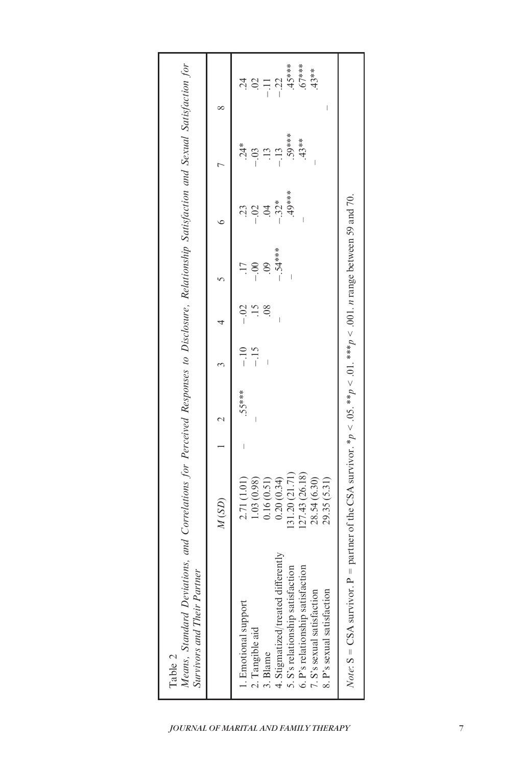Table 2

*Means, Standard Deviations, and Correlations for Perceived Responses to Disclosure, Relationship Satisfaction and Sexual Satisfaction for Survivors and Their Partner*

| | *M* (*SD*) | 1 | 2 | 3 | 4 | 5 | 6 | 7 | 8 |
|---|---|---|---|---|---|---|---|---|---|
| 1. Emotional support | 2.71 (1.01) | – | .55*** | −.10 | −.02 | .17 | .23 | .24* | .24 |
| 2. Tangible aid | 1.03 (0.98) | | – | −.15 | .15 | −.00 | −.02 | −.03 | .02 |
| 3. Blame | 0.16 (0.51) | | | – | .08 | .09 | .04 | .13 | −.11 |
| 4. Stigmatized/treated differently | 0.20 (0.34) | | | | – | −.54*** | −.32* | −.13 | −.22 |
| 5. S's relationship satisfaction | 131.20 (21.71) | | | | | – | .49*** | .59*** | .45*** |
| 6. P's relationship satisfaction | 127.43 (26.18) | | | | | | – | .43** | .67*** |
| 7. S's sexual satisfaction | 28.54 (6.30) | | | | | | | – | .43** |
| 8. P's sexual satisfaction | 29.35 (5.31) | | | | | | | | – |

*Note*: S = CSA survivor. P = partner of the CSA survivor. *$p < .05$. **$p < .01$. ***$p < .001$. $n$ range between 59 and 70.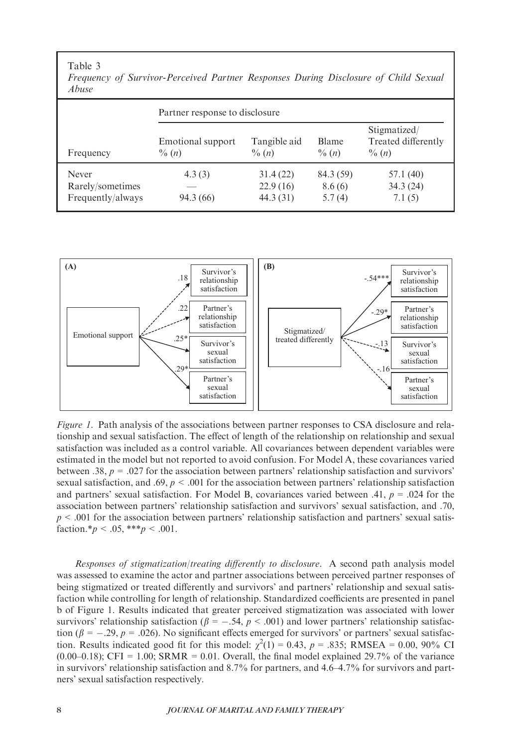Table 3

*Frequency of Survivor-Perceived Partner Responses During Disclosure of Child Sexual Abuse*

| | Partner response to disclosure | | | |
|---|---|---|---|---|
| Frequency | Emotional support % (*n*) | Tangible aid % (*n*) | Blame % (*n*) | Stigmatized/ Treated differently % (*n*) |
| Never | 4.3 (3) | 31.4 (22) | 84.3 (59) | 57.1 (40) |
| Rarely/sometimes | — | 22.9 (16) | 8.6 (6) | 34.3 (24) |
| Frequently/always | 94.3 (66) | 44.3 (31) | 5.7 (4) | 7.1 (5) |

*Figure 1.* Path analysis of the associations between partner responses to CSA disclosure and relationship and sexual satisfaction. The effect of length of the relationship on relationship and sexual satisfaction was included as a control variable. All covariances between dependent variables were estimated in the model but not reported to avoid confusion. For Model A, these covariances varied between .38, $p = .027$ for the association between partners' relationship satisfaction and survivors' sexual satisfaction, and .69, $p < .001$ for the association between partners' relationship satisfaction and partners' sexual satisfaction. For Model B, covariances varied between .41, $p = .024$ for the association between partners' relationship satisfaction and survivors' sexual satisfaction, and .70, $p < .001$ for the association between partners' relationship satisfaction and partners' sexual satisfaction.$^{*}p < .05$, $^{***}p < .001$.

*Responses of stigmatization/treating differently to disclosure*. A second path analysis model was assessed to examine the actor and partner associations between perceived partner responses of being stigmatized or treated differently and survivors' and partners' relationship and sexual satisfaction while controlling for length of relationship. Standardized coefficients are presented in panel b of Figure 1. Results indicated that greater perceived stigmatization was associated with lower survivors' relationship satisfaction ($\beta = -.54$, $p < .001$) and lower partners' relationship satisfaction ($\beta = -.29$, $p = .026$). No significant effects emerged for survivors' or partners' sexual satisfaction. Results indicated good fit for this model: $\chi^2(1) = 0.43$, $p = .835$; RMSEA = 0.00, 90% CI (0.00–0.18); CFI = 1.00; SRMR = 0.01. Overall, the final model explained 29.7% of the variance in survivors' relationship satisfaction and 8.7% for partners, and 4.6–4.7% for survivors and partners' sexual satisfaction respectively.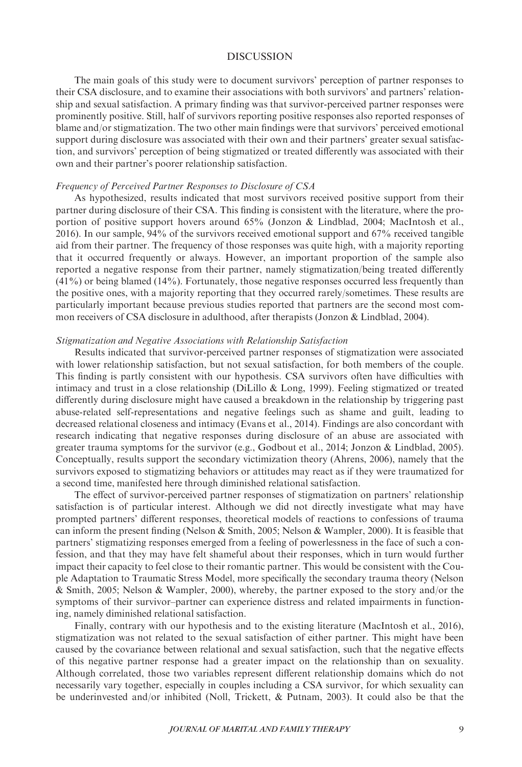## DISCUSSION

The main goals of this study were to document survivors' perception of partner responses to their CSA disclosure, and to examine their associations with both survivors' and partners' relationship and sexual satisfaction. A primary finding was that survivor-perceived partner responses were prominently positive. Still, half of survivors reporting positive responses also reported responses of blame and/or stigmatization. The two other main findings were that survivors' perceived emotional support during disclosure was associated with their own and their partners' greater sexual satisfaction, and survivors' perception of being stigmatized or treated differently was associated with their own and their partner's poorer relationship satisfaction.

### *Frequency of Perceived Partner Responses to Disclosure of CSA*

As hypothesized, results indicated that most survivors received positive support from their partner during disclosure of their CSA. This finding is consistent with the literature, where the proportion of positive support hovers around 65% (Jonzon & Lindblad, 2004; MacIntosh et al., 2016). In our sample, 94% of the survivors received emotional support and 67% received tangible aid from their partner. The frequency of those responses was quite high, with a majority reporting that it occurred frequently or always. However, an important proportion of the sample also reported a negative response from their partner, namely stigmatization/being treated differently (41%) or being blamed (14%). Fortunately, those negative responses occurred less frequently than the positive ones, with a majority reporting that they occurred rarely/sometimes. These results are particularly important because previous studies reported that partners are the second most common receivers of CSA disclosure in adulthood, after therapists (Jonzon & Lindblad, 2004).

### *Stigmatization and Negative Associations with Relationship Satisfaction*

Results indicated that survivor-perceived partner responses of stigmatization were associated with lower relationship satisfaction, but not sexual satisfaction, for both members of the couple. This finding is partly consistent with our hypothesis. CSA survivors often have difficulties with intimacy and trust in a close relationship (DiLillo & Long, 1999). Feeling stigmatized or treated differently during disclosure might have caused a breakdown in the relationship by triggering past abuse-related self-representations and negative feelings such as shame and guilt, leading to decreased relational closeness and intimacy (Evans et al., 2014). Findings are also concordant with research indicating that negative responses during disclosure of an abuse are associated with greater trauma symptoms for the survivor (e.g., Godbout et al., 2014; Jonzon & Lindblad, 2005). Conceptually, results support the secondary victimization theory (Ahrens, 2006), namely that the survivors exposed to stigmatizing behaviors or attitudes may react as if they were traumatized for a second time, manifested here through diminished relational satisfaction.

The effect of survivor-perceived partner responses of stigmatization on partners' relationship satisfaction is of particular interest. Although we did not directly investigate what may have prompted partners' different responses, theoretical models of reactions to confessions of trauma can inform the present finding (Nelson & Smith, 2005; Nelson & Wampler, 2000). It is feasible that partners' stigmatizing responses emerged from a feeling of powerlessness in the face of such a confession, and that they may have felt shameful about their responses, which in turn would further impact their capacity to feel close to their romantic partner. This would be consistent with the Couple Adaptation to Traumatic Stress Model, more specifically the secondary trauma theory (Nelson & Smith, 2005; Nelson & Wampler, 2000), whereby, the partner exposed to the story and/or the symptoms of their survivor–partner can experience distress and related impairments in functioning, namely diminished relational satisfaction.

Finally, contrary with our hypothesis and to the existing literature (MacIntosh et al., 2016), stigmatization was not related to the sexual satisfaction of either partner. This might have been caused by the covariance between relational and sexual satisfaction, such that the negative effects of this negative partner response had a greater impact on the relationship than on sexuality. Although correlated, those two variables represent different relationship domains which do not necessarily vary together, especially in couples including a CSA survivor, for which sexuality can be underinvested and/or inhibited (Noll, Trickett, & Putnam, 2003). It could also be that the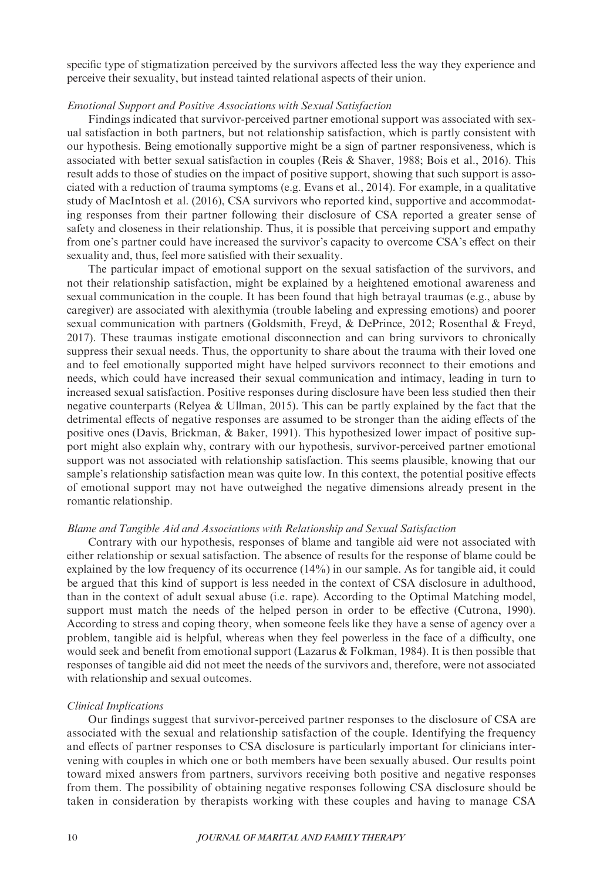specific type of stigmatization perceived by the survivors affected less the way they experience and perceive their sexuality, but instead tainted relational aspects of their union.

### *Emotional Support and Positive Associations with Sexual Satisfaction*

Findings indicated that survivor-perceived partner emotional support was associated with sexual satisfaction in both partners, but not relationship satisfaction, which is partly consistent with our hypothesis. Being emotionally supportive might be a sign of partner responsiveness, which is associated with better sexual satisfaction in couples (Reis & Shaver, 1988; Bois et al., 2016). This result adds to those of studies on the impact of positive support, showing that such support is associated with a reduction of trauma symptoms (e.g. Evans et al., 2014). For example, in a qualitative study of MacIntosh et al. (2016), CSA survivors who reported kind, supportive and accommodating responses from their partner following their disclosure of CSA reported a greater sense of safety and closeness in their relationship. Thus, it is possible that perceiving support and empathy from one's partner could have increased the survivor's capacity to overcome CSA's effect on their sexuality and, thus, feel more satisfied with their sexuality.

The particular impact of emotional support on the sexual satisfaction of the survivors, and not their relationship satisfaction, might be explained by a heightened emotional awareness and sexual communication in the couple. It has been found that high betrayal traumas (e.g., abuse by caregiver) are associated with alexithymia (trouble labeling and expressing emotions) and poorer sexual communication with partners (Goldsmith, Freyd, & DePrince, 2012; Rosenthal & Freyd, 2017). These traumas instigate emotional disconnection and can bring survivors to chronically suppress their sexual needs. Thus, the opportunity to share about the trauma with their loved one and to feel emotionally supported might have helped survivors reconnect to their emotions and needs, which could have increased their sexual communication and intimacy, leading in turn to increased sexual satisfaction. Positive responses during disclosure have been less studied then their negative counterparts (Relyea & Ullman, 2015). This can be partly explained by the fact that the detrimental effects of negative responses are assumed to be stronger than the aiding effects of the positive ones (Davis, Brickman, & Baker, 1991). This hypothesized lower impact of positive support might also explain why, contrary with our hypothesis, survivor-perceived partner emotional support was not associated with relationship satisfaction. This seems plausible, knowing that our sample's relationship satisfaction mean was quite low. In this context, the potential positive effects of emotional support may not have outweighed the negative dimensions already present in the romantic relationship.

### *Blame and Tangible Aid and Associations with Relationship and Sexual Satisfaction*

Contrary with our hypothesis, responses of blame and tangible aid were not associated with either relationship or sexual satisfaction. The absence of results for the response of blame could be explained by the low frequency of its occurrence (14%) in our sample. As for tangible aid, it could be argued that this kind of support is less needed in the context of CSA disclosure in adulthood, than in the context of adult sexual abuse (i.e. rape). According to the Optimal Matching model, support must match the needs of the helped person in order to be effective (Cutrona, 1990). According to stress and coping theory, when someone feels like they have a sense of agency over a problem, tangible aid is helpful, whereas when they feel powerless in the face of a difficulty, one would seek and benefit from emotional support (Lazarus & Folkman, 1984). It is then possible that responses of tangible aid did not meet the needs of the survivors and, therefore, were not associated with relationship and sexual outcomes.

### *Clinical Implications*

Our findings suggest that survivor-perceived partner responses to the disclosure of CSA are associated with the sexual and relationship satisfaction of the couple. Identifying the frequency and effects of partner responses to CSA disclosure is particularly important for clinicians intervening with couples in which one or both members have been sexually abused. Our results point toward mixed answers from partners, survivors receiving both positive and negative responses from them. The possibility of obtaining negative responses following CSA disclosure should be taken in consideration by therapists working with these couples and having to manage CSA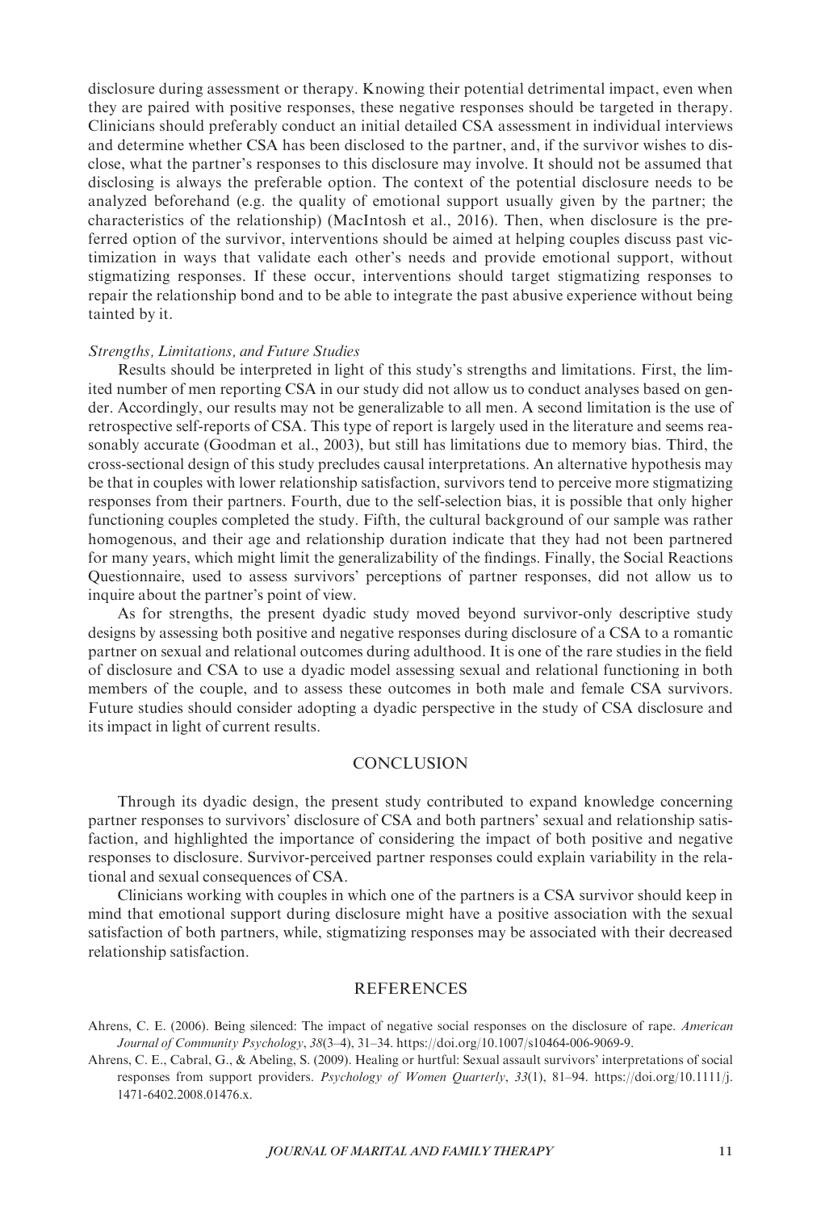disclosure during assessment or therapy. Knowing their potential detrimental impact, even when they are paired with positive responses, these negative responses should be targeted in therapy. Clinicians should preferably conduct an initial detailed CSA assessment in individual interviews and determine whether CSA has been disclosed to the partner, and, if the survivor wishes to disclose, what the partner's responses to this disclosure may involve. It should not be assumed that disclosing is always the preferable option. The context of the potential disclosure needs to be analyzed beforehand (e.g. the quality of emotional support usually given by the partner; the characteristics of the relationship) (MacIntosh et al., 2016). Then, when disclosure is the preferred option of the survivor, interventions should be aimed at helping couples discuss past victimization in ways that validate each other's needs and provide emotional support, without stigmatizing responses. If these occur, interventions should target stigmatizing responses to repair the relationship bond and to be able to integrate the past abusive experience without being tainted by it.

*Strengths, Limitations, and Future Studies*

Results should be interpreted in light of this study's strengths and limitations. First, the limited number of men reporting CSA in our study did not allow us to conduct analyses based on gender. Accordingly, our results may not be generalizable to all men. A second limitation is the use of retrospective self-reports of CSA. This type of report is largely used in the literature and seems reasonably accurate (Goodman et al., 2003), but still has limitations due to memory bias. Third, the cross-sectional design of this study precludes causal interpretations. An alternative hypothesis may be that in couples with lower relationship satisfaction, survivors tend to perceive more stigmatizing responses from their partners. Fourth, due to the self-selection bias, it is possible that only higher functioning couples completed the study. Fifth, the cultural background of our sample was rather homogenous, and their age and relationship duration indicate that they had not been partnered for many years, which might limit the generalizability of the findings. Finally, the Social Reactions Questionnaire, used to assess survivors' perceptions of partner responses, did not allow us to inquire about the partner's point of view.

As for strengths, the present dyadic study moved beyond survivor-only descriptive study designs by assessing both positive and negative responses during disclosure of a CSA to a romantic partner on sexual and relational outcomes during adulthood. It is one of the rare studies in the field of disclosure and CSA to use a dyadic model assessing sexual and relational functioning in both members of the couple, and to assess these outcomes in both male and female CSA survivors. Future studies should consider adopting a dyadic perspective in the study of CSA disclosure and its impact in light of current results.

## CONCLUSION

Through its dyadic design, the present study contributed to expand knowledge concerning partner responses to survivors' disclosure of CSA and both partners' sexual and relationship satisfaction, and highlighted the importance of considering the impact of both positive and negative responses to disclosure. Survivor-perceived partner responses could explain variability in the relational and sexual consequences of CSA.

Clinicians working with couples in which one of the partners is a CSA survivor should keep in mind that emotional support during disclosure might have a positive association with the sexual satisfaction of both partners, while, stigmatizing responses may be associated with their decreased relationship satisfaction.

## REFERENCES

Ahrens, C. E. (2006). Being silenced: The impact of negative social responses on the disclosure of rape. *American Journal of Community Psychology*, *38*(3–4), 31–34. https://doi.org/10.1007/s10464-006-9069-9.

Ahrens, C. E., Cabral, G., & Abeling, S. (2009). Healing or hurtful: Sexual assault survivors' interpretations of social responses from support providers. *Psychology of Women Quarterly*, *33*(1), 81–94. https://doi.org/10.1111/j.1471-6402.2008.01476.x.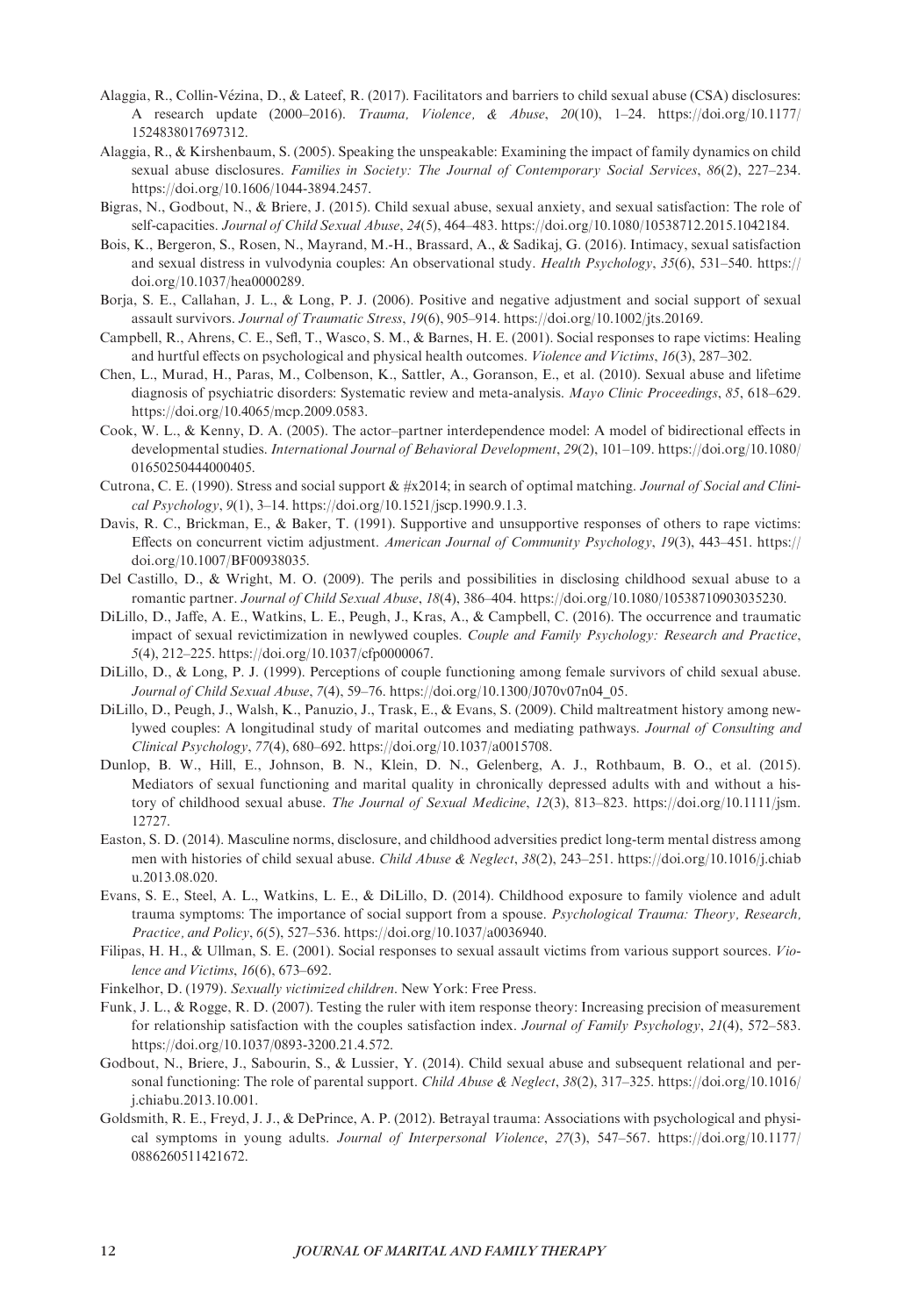Alaggia, R., Collin-Vézina, D., & Lateef, R. (2017). Facilitators and barriers to child sexual abuse (CSA) disclosures: A research update (2000–2016). *Trauma, Violence, & Abuse*, *20*(10), 1–24. https://doi.org/10.1177/1524838017697312.

Alaggia, R., & Kirshenbaum, S. (2005). Speaking the unspeakable: Examining the impact of family dynamics on child sexual abuse disclosures. *Families in Society: The Journal of Contemporary Social Services*, *86*(2), 227–234. https://doi.org/10.1606/1044-3894.2457.

Bigras, N., Godbout, N., & Briere, J. (2015). Child sexual abuse, sexual anxiety, and sexual satisfaction: The role of self-capacities. *Journal of Child Sexual Abuse*, *24*(5), 464–483. https://doi.org/10.1080/10538712.2015.1042184.

Bois, K., Bergeron, S., Rosen, N., Mayrand, M.-H., Brassard, A., & Sadikaj, G. (2016). Intimacy, sexual satisfaction and sexual distress in vulvodynia couples: An observational study. *Health Psychology*, *35*(6), 531–540. https://doi.org/10.1037/hea0000289.

Borja, S. E., Callahan, J. L., & Long, P. J. (2006). Positive and negative adjustment and social support of sexual assault survivors. *Journal of Traumatic Stress*, *19*(6), 905–914. https://doi.org/10.1002/jts.20169.

Campbell, R., Ahrens, C. E., Sefl, T., Wasco, S. M., & Barnes, H. E. (2001). Social responses to rape victims: Healing and hurtful effects on psychological and physical health outcomes. *Violence and Victims*, *16*(3), 287–302.

Chen, L., Murad, H., Paras, M., Colbenson, K., Sattler, A., Goranson, E., et al. (2010). Sexual abuse and lifetime diagnosis of psychiatric disorders: Systematic review and meta-analysis. *Mayo Clinic Proceedings*, *85*, 618–629. https://doi.org/10.4065/mcp.2009.0583.

Cook, W. L., & Kenny, D. A. (2005). The actor–partner interdependence model: A model of bidirectional effects in developmental studies. *International Journal of Behavioral Development*, *29*(2), 101–109. https://doi.org/10.1080/01650250444000405.

Cutrona, C. E. (1990). Stress and social support & #x2014; in search of optimal matching. *Journal of Social and Clinical Psychology*, *9*(1), 3–14. https://doi.org/10.1521/jscp.1990.9.1.3.

Davis, R. C., Brickman, E., & Baker, T. (1991). Supportive and unsupportive responses of others to rape victims: Effects on concurrent victim adjustment. *American Journal of Community Psychology*, *19*(3), 443–451. https://doi.org/10.1007/BF00938035.

Del Castillo, D., & Wright, M. O. (2009). The perils and possibilities in disclosing childhood sexual abuse to a romantic partner. *Journal of Child Sexual Abuse*, *18*(4), 386–404. https://doi.org/10.1080/10538710903035230.

DiLillo, D., Jaffe, A. E., Watkins, L. E., Peugh, J., Kras, A., & Campbell, C. (2016). The occurrence and traumatic impact of sexual revictimization in newlywed couples. *Couple and Family Psychology: Research and Practice*, *5*(4), 212–225. https://doi.org/10.1037/cfp0000067.

DiLillo, D., & Long, P. J. (1999). Perceptions of couple functioning among female survivors of child sexual abuse. *Journal of Child Sexual Abuse*, *7*(4), 59–76. https://doi.org/10.1300/J070v07n04_05.

DiLillo, D., Peugh, J., Walsh, K., Panuzio, J., Trask, E., & Evans, S. (2009). Child maltreatment history among newlywed couples: A longitudinal study of marital outcomes and mediating pathways. *Journal of Consulting and Clinical Psychology*, *77*(4), 680–692. https://doi.org/10.1037/a0015708.

Dunlop, B. W., Hill, E., Johnson, B. N., Klein, D. N., Gelenberg, A. J., Rothbaum, B. O., et al. (2015). Mediators of sexual functioning and marital quality in chronically depressed adults with and without a history of childhood sexual abuse. *The Journal of Sexual Medicine*, *12*(3), 813–823. https://doi.org/10.1111/jsm.12727.

Easton, S. D. (2014). Masculine norms, disclosure, and childhood adversities predict long-term mental distress among men with histories of child sexual abuse. *Child Abuse & Neglect*, *38*(2), 243–251. https://doi.org/10.1016/j.chiabu.2013.08.020.

Evans, S. E., Steel, A. L., Watkins, L. E., & DiLillo, D. (2014). Childhood exposure to family violence and adult trauma symptoms: The importance of social support from a spouse. *Psychological Trauma: Theory, Research, Practice, and Policy*, *6*(5), 527–536. https://doi.org/10.1037/a0036940.

Filipas, H. H., & Ullman, S. E. (2001). Social responses to sexual assault victims from various support sources. *Violence and Victims*, *16*(6), 673–692.

Finkelhor, D. (1979). *Sexually victimized children*. New York: Free Press.

Funk, J. L., & Rogge, R. D. (2007). Testing the ruler with item response theory: Increasing precision of measurement for relationship satisfaction with the couples satisfaction index. *Journal of Family Psychology*, *21*(4), 572–583. https://doi.org/10.1037/0893-3200.21.4.572.

Godbout, N., Briere, J., Sabourin, S., & Lussier, Y. (2014). Child sexual abuse and subsequent relational and personal functioning: The role of parental support. *Child Abuse & Neglect*, *38*(2), 317–325. https://doi.org/10.1016/j.chiabu.2013.10.001.

Goldsmith, R. E., Freyd, J. J., & DePrince, A. P. (2012). Betrayal trauma: Associations with psychological and physical symptoms in young adults. *Journal of Interpersonal Violence*, *27*(3), 547–567. https://doi.org/10.1177/0886260511421672.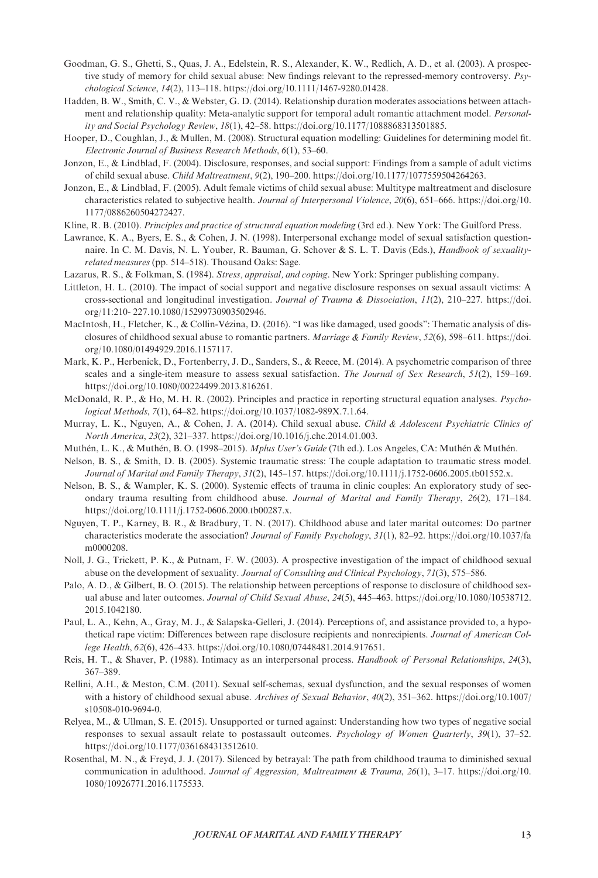Goodman, G. S., Ghetti, S., Quas, J. A., Edelstein, R. S., Alexander, K. W., Redlich, A. D., et al. (2003). A prospective study of memory for child sexual abuse: New findings relevant to the repressed-memory controversy. *Psychological Science*, *14*(2), 113–118. https://doi.org/10.1111/1467-9280.01428.

Hadden, B. W., Smith, C. V., & Webster, G. D. (2014). Relationship duration moderates associations between attachment and relationship quality: Meta-analytic support for temporal adult romantic attachment model. *Personality and Social Psychology Review*, *18*(1), 42–58. https://doi.org/10.1177/1088868313501885.

Hooper, D., Coughlan, J., & Mullen, M. (2008). Structural equation modelling: Guidelines for determining model fit. *Electronic Journal of Business Research Methods*, *6*(1), 53–60.

Jonzon, E., & Lindblad, F. (2004). Disclosure, responses, and social support: Findings from a sample of adult victims of child sexual abuse. *Child Maltreatment*, *9*(2), 190–200. https://doi.org/10.1177/1077559504264263.

Jonzon, E., & Lindblad, F. (2005). Adult female victims of child sexual abuse: Multitype maltreatment and disclosure characteristics related to subjective health. *Journal of Interpersonal Violence*, *20*(6), 651–666. https://doi.org/10.1177/0886260504272427.

Kline, R. B. (2010). *Principles and practice of structural equation modeling* (3rd ed.). New York: The Guilford Press.

Lawrance, K. A., Byers, E. S., & Cohen, J. N. (1998). Interpersonal exchange model of sexual satisfaction questionnaire. In C. M. Davis, N. L. Youber, R. Bauman, G. Schover & S. L. T. Davis (Eds.), *Handbook of sexuality-related measures* (pp. 514–518). Thousand Oaks: Sage.

Lazarus, R. S., & Folkman, S. (1984). *Stress, appraisal, and coping*. New York: Springer publishing company.

Littleton, H. L. (2010). The impact of social support and negative disclosure responses on sexual assault victims: A cross-sectional and longitudinal investigation. *Journal of Trauma & Dissociation*, *11*(2), 210–227. https://doi.org/11:210- 227.10.1080/15299730903502946.

MacIntosh, H., Fletcher, K., & Collin-Vézina, D. (2016). "I was like damaged, used goods": Thematic analysis of disclosures of childhood sexual abuse to romantic partners. *Marriage & Family Review*, *52*(6), 598–611. https://doi.org/10.1080/01494929.2016.1157117.

Mark, K. P., Herbenick, D., Fortenberry, J. D., Sanders, S., & Reece, M. (2014). A psychometric comparison of three scales and a single-item measure to assess sexual satisfaction. *The Journal of Sex Research*, *51*(2), 159–169. https://doi.org/10.1080/00224499.2013.816261.

McDonald, R. P., & Ho, M. H. R. (2002). Principles and practice in reporting structural equation analyses. *Psychological Methods*, *7*(1), 64–82. https://doi.org/10.1037/1082-989X.7.1.64.

Murray, L. K., Nguyen, A., & Cohen, J. A. (2014). Child sexual abuse. *Child & Adolescent Psychiatric Clinics of North America*, *23*(2), 321–337. https://doi.org/10.1016/j.chc.2014.01.003.

Muthén, L. K., & Muthén, B. O. (1998–2015). *Mplus User's Guide* (7th ed.). Los Angeles, CA: Muthén & Muthén.

Nelson, B. S., & Smith, D. B. (2005). Systemic traumatic stress: The couple adaptation to traumatic stress model. *Journal of Marital and Family Therapy*, *31*(2), 145–157. https://doi.org/10.1111/j.1752-0606.2005.tb01552.x.

Nelson, B. S., & Wampler, K. S. (2000). Systemic effects of trauma in clinic couples: An exploratory study of secondary trauma resulting from childhood abuse. *Journal of Marital and Family Therapy*, *26*(2), 171–184. https://doi.org/10.1111/j.1752-0606.2000.tb00287.x.

Nguyen, T. P., Karney, B. R., & Bradbury, T. N. (2017). Childhood abuse and later marital outcomes: Do partner characteristics moderate the association? *Journal of Family Psychology*, *31*(1), 82–92. https://doi.org/10.1037/fam0000208.

Noll, J. G., Trickett, P. K., & Putnam, F. W. (2003). A prospective investigation of the impact of childhood sexual abuse on the development of sexuality. *Journal of Consulting and Clinical Psychology*, *71*(3), 575–586.

Palo, A. D., & Gilbert, B. O. (2015). The relationship between perceptions of response to disclosure of childhood sexual abuse and later outcomes. *Journal of Child Sexual Abuse*, *24*(5), 445–463. https://doi.org/10.1080/10538712.2015.1042180.

Paul, L. A., Kehn, A., Gray, M. J., & Salapska-Gelleri, J. (2014). Perceptions of, and assistance provided to, a hypothetical rape victim: Differences between rape disclosure recipients and nonrecipients. *Journal of American College Health*, *62*(6), 426–433. https://doi.org/10.1080/07448481.2014.917651.

Reis, H. T., & Shaver, P. (1988). Intimacy as an interpersonal process. *Handbook of Personal Relationships*, *24*(3), 367–389.

Rellini, A.H., & Meston, C.M. (2011). Sexual self-schemas, sexual dysfunction, and the sexual responses of women with a history of childhood sexual abuse. *Archives of Sexual Behavior*, *40*(2), 351–362. https://doi.org/10.1007/s10508-010-9694-0.

Relyea, M., & Ullman, S. E. (2015). Unsupported or turned against: Understanding how two types of negative social responses to sexual assault relate to postassault outcomes. *Psychology of Women Quarterly*, *39*(1), 37–52. https://doi.org/10.1177/0361684313512610.

Rosenthal, M. N., & Freyd, J. J. (2017). Silenced by betrayal: The path from childhood trauma to diminished sexual communication in adulthood. *Journal of Aggression, Maltreatment & Trauma*, *26*(1), 3–17. https://doi.org/10.1080/10926771.2016.1175533.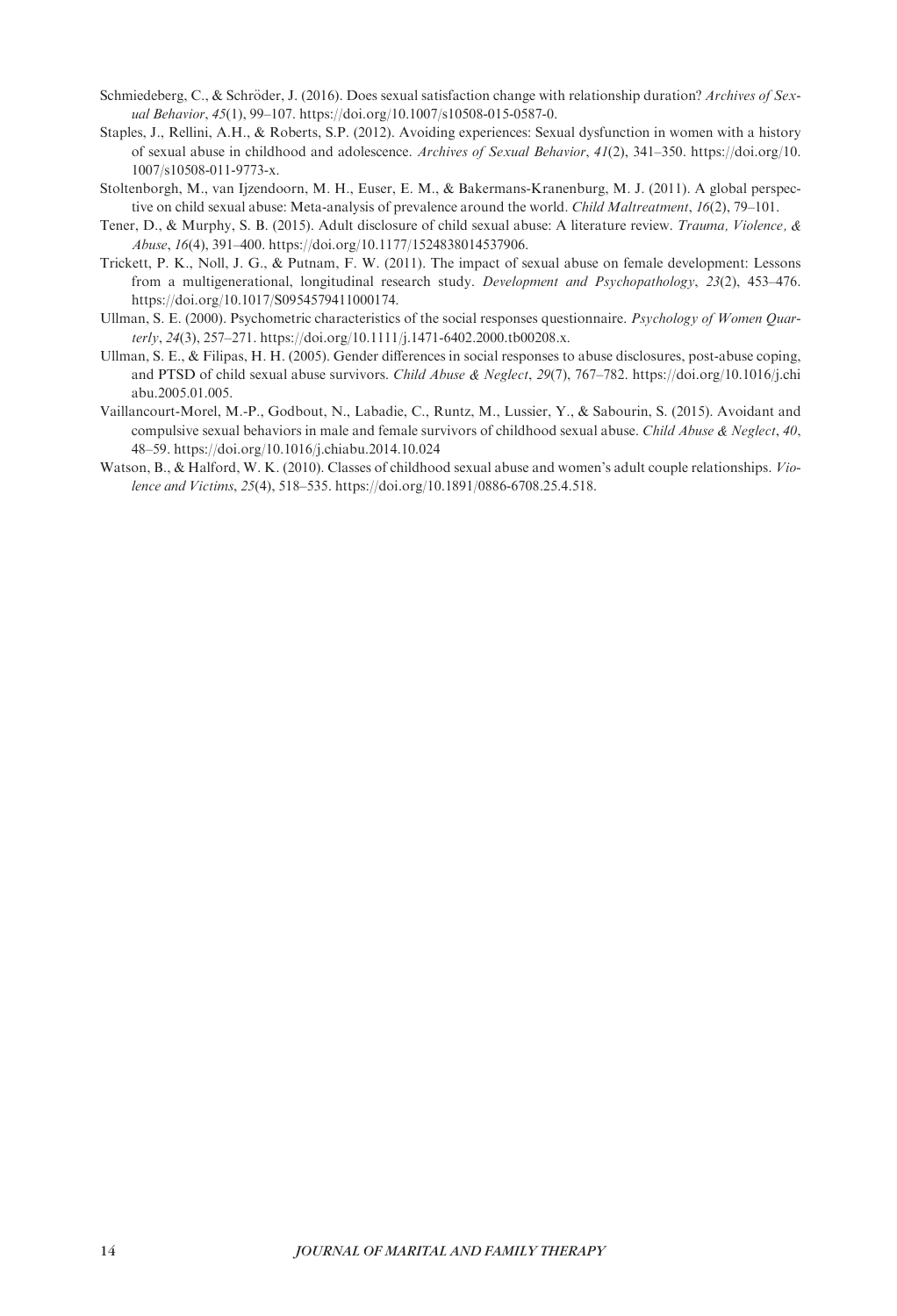Schmiedeberg, C., & Schröder, J. (2016). Does sexual satisfaction change with relationship duration? *Archives of Sexual Behavior*, *45*(1), 99–107. https://doi.org/10.1007/s10508-015-0587-0.

Staples, J., Rellini, A.H., & Roberts, S.P. (2012). Avoiding experiences: Sexual dysfunction in women with a history of sexual abuse in childhood and adolescence. *Archives of Sexual Behavior*, *41*(2), 341–350. https://doi.org/10.1007/s10508-011-9773-x.

Stoltenborgh, M., van Ijzendoorn, M. H., Euser, E. M., & Bakermans-Kranenburg, M. J. (2011). A global perspective on child sexual abuse: Meta-analysis of prevalence around the world. *Child Maltreatment*, *16*(2), 79–101.

Tener, D., & Murphy, S. B. (2015). Adult disclosure of child sexual abuse: A literature review. *Trauma, Violence, & Abuse*, *16*(4), 391–400. https://doi.org/10.1177/1524838014537906.

Trickett, P. K., Noll, J. G., & Putnam, F. W. (2011). The impact of sexual abuse on female development: Lessons from a multigenerational, longitudinal research study. *Development and Psychopathology*, *23*(2), 453–476. https://doi.org/10.1017/S0954579411000174.

Ullman, S. E. (2000). Psychometric characteristics of the social responses questionnaire. *Psychology of Women Quarterly*, *24*(3), 257–271. https://doi.org/10.1111/j.1471-6402.2000.tb00208.x.

Ullman, S. E., & Filipas, H. H. (2005). Gender differences in social responses to abuse disclosures, post-abuse coping, and PTSD of child sexual abuse survivors. *Child Abuse & Neglect*, *29*(7), 767–782. https://doi.org/10.1016/j.chiabu.2005.01.005.

Vaillancourt-Morel, M.-P., Godbout, N., Labadie, C., Runtz, M., Lussier, Y., & Sabourin, S. (2015). Avoidant and compulsive sexual behaviors in male and female survivors of childhood sexual abuse. *Child Abuse & Neglect*, *40*, 48–59. https://doi.org/10.1016/j.chiabu.2014.10.024

Watson, B., & Halford, W. K. (2010). Classes of childhood sexual abuse and women's adult couple relationships. *Violence and Victims*, *25*(4), 518–535. https://doi.org/10.1891/0886-6708.25.4.518.